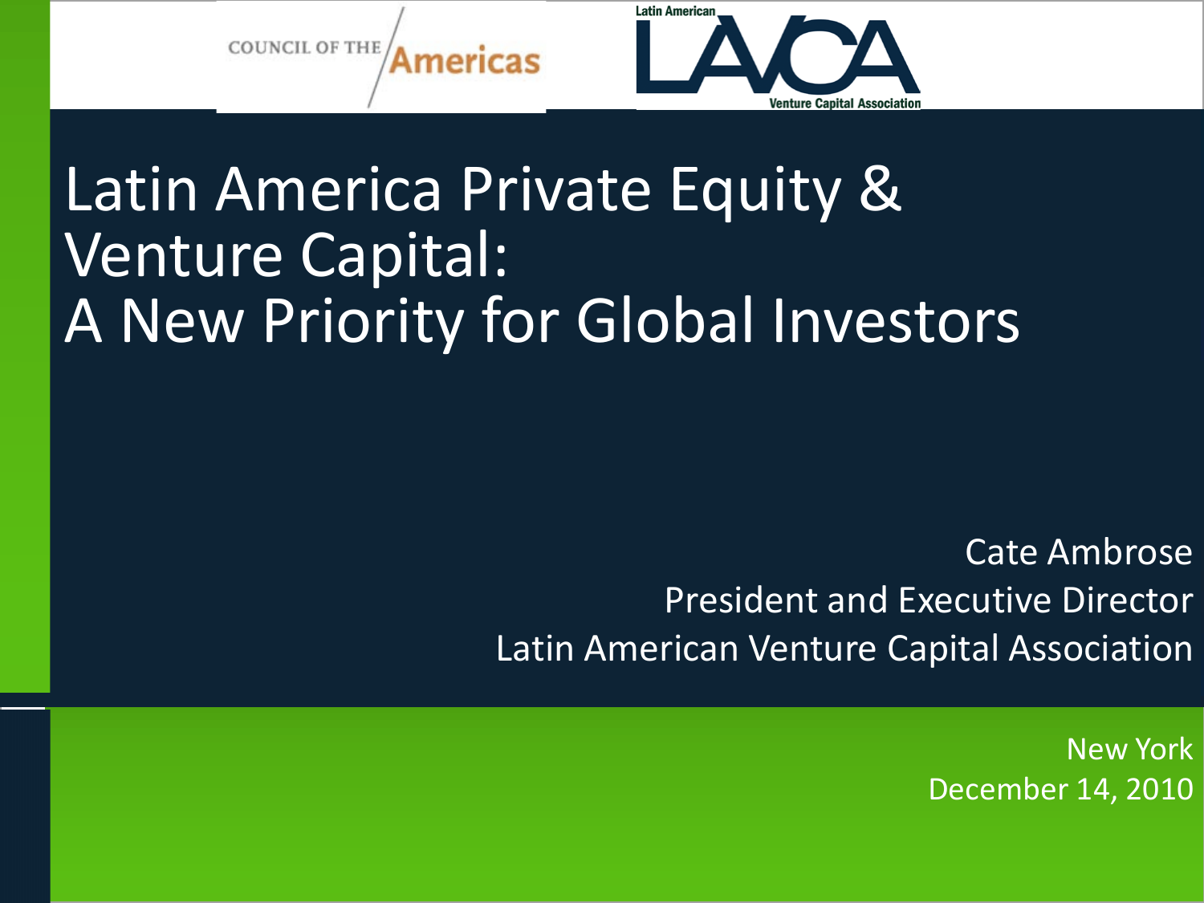COUNCIL OF THE Americas

Latin American LAVCA Venture Capital Association

# Latin America Private Equity & Venture Capital: A New Priority for Global Investors

Cate Ambrose
President and Executive Director
Latin American Venture Capital Association

New York
December 14, 2010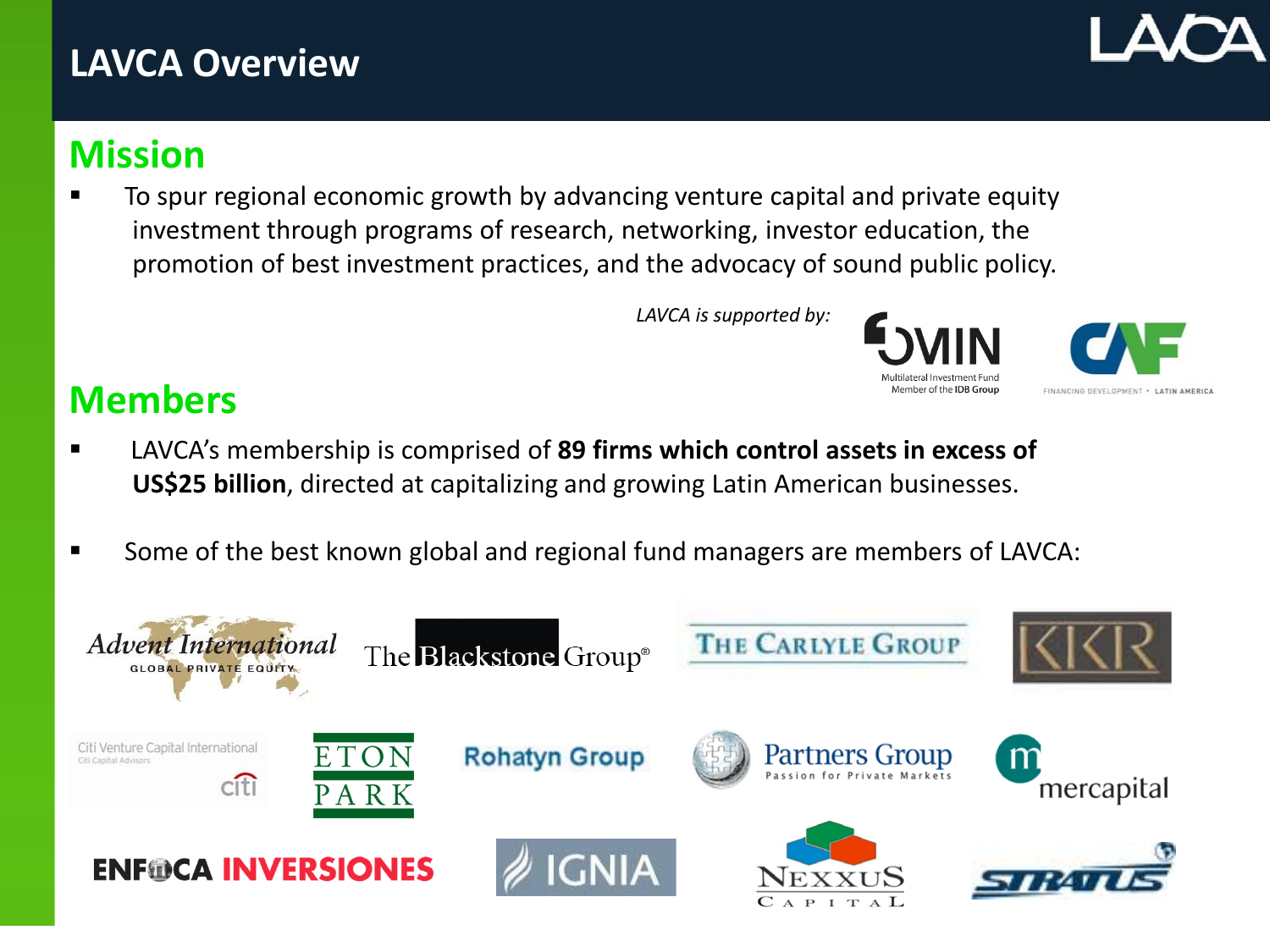# LAVCA Overview

## Mission

- To spur regional economic growth by advancing venture capital and private equity investment through programs of research, networking, investor education, the promotion of best investment practices, and the advocacy of sound public policy.

*LAVCA is supported by:*

## Members

- LAVCA's membership is comprised of **89 firms which control assets in excess of US$25 billion**, directed at capitalizing and growing Latin American businesses.
- Some of the best known global and regional fund managers are members of LAVCA: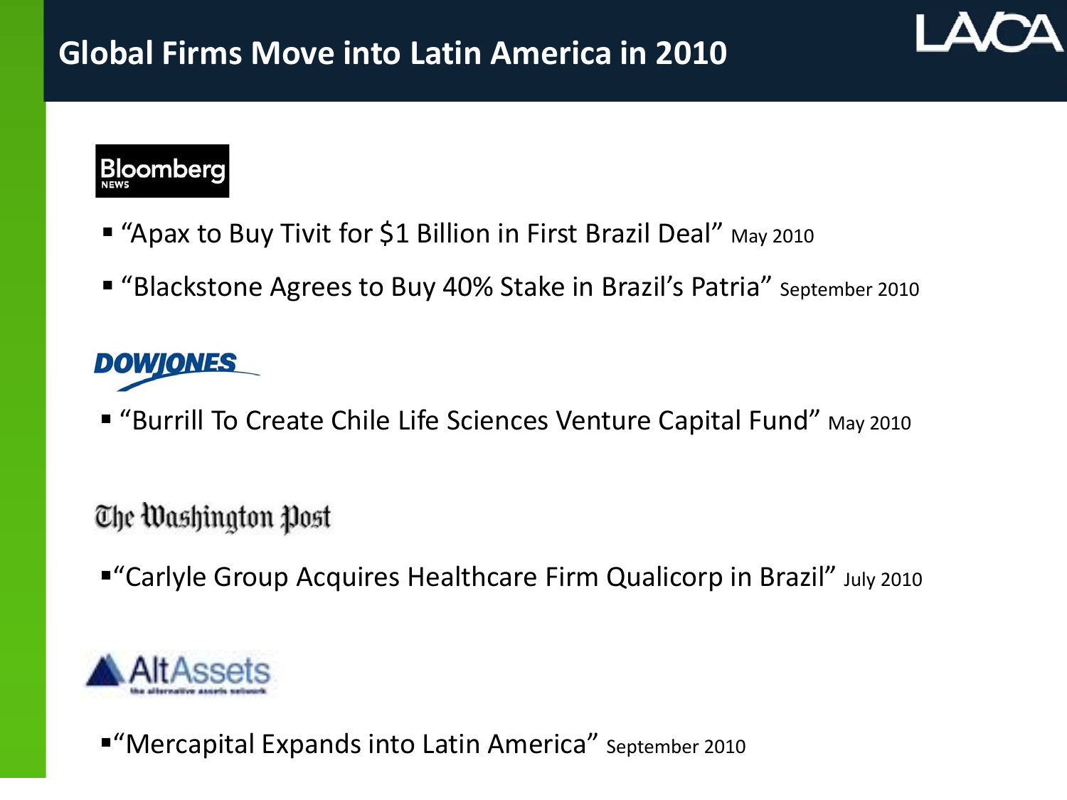# Global Firms Move into Latin America in 2010

**Bloomberg News**

- "Apax to Buy Tivit for $1 Billion in First Brazil Deal" May 2010
- "Blackstone Agrees to Buy 40% Stake in Brazil's Patria" September 2010

**Dow Jones**

- "Burrill To Create Chile Life Sciences Venture Capital Fund" May 2010

**The Washington Post**

- "Carlyle Group Acquires Healthcare Firm Qualicorp in Brazil" July 2010

**AltAssets**

- "Mercapital Expands into Latin America" September 2010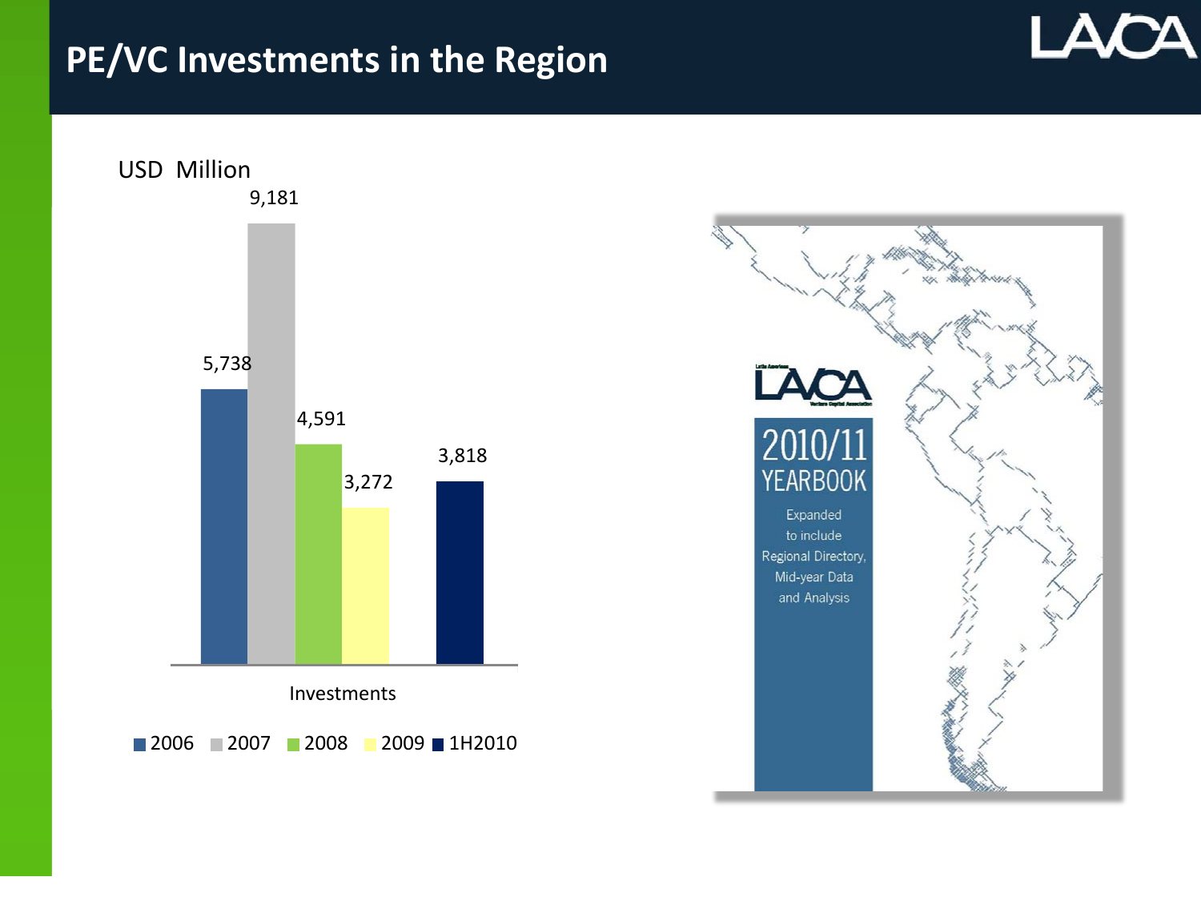# PE/VC Investments in the Region

USD Million

| Investments | 2006 | 2007 | 2008 | 2009 | 1H2010 |
|---|---|---|---|---|---|
| Investments | 5,738 | 9,181 | 4,591 | 3,272 | 3,818 |

LAVCA

2010/11 YEARBOOK

Expanded to include Regional Directory, Mid-year Data and Analysis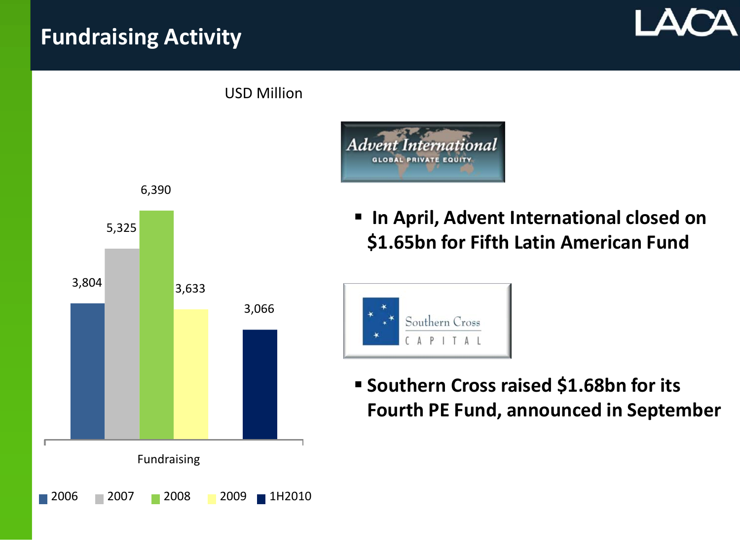# Fundraising Activity

USD Million

| Fundraising | 2006 | 2007 | 2008 | 2009 | 1H2010 |
|---|---|---|---|---|---|
| | 3,804 | 5,325 | 6,390 | 3,633 | 3,066 |

Advent International
GLOBAL PRIVATE EQUITY

- **In April, Advent International closed on $1.65bn for Fifth Latin American Fund**

Southern Cross
CAPITAL

- **Southern Cross raised $1.68bn for its Fourth PE Fund, announced in September**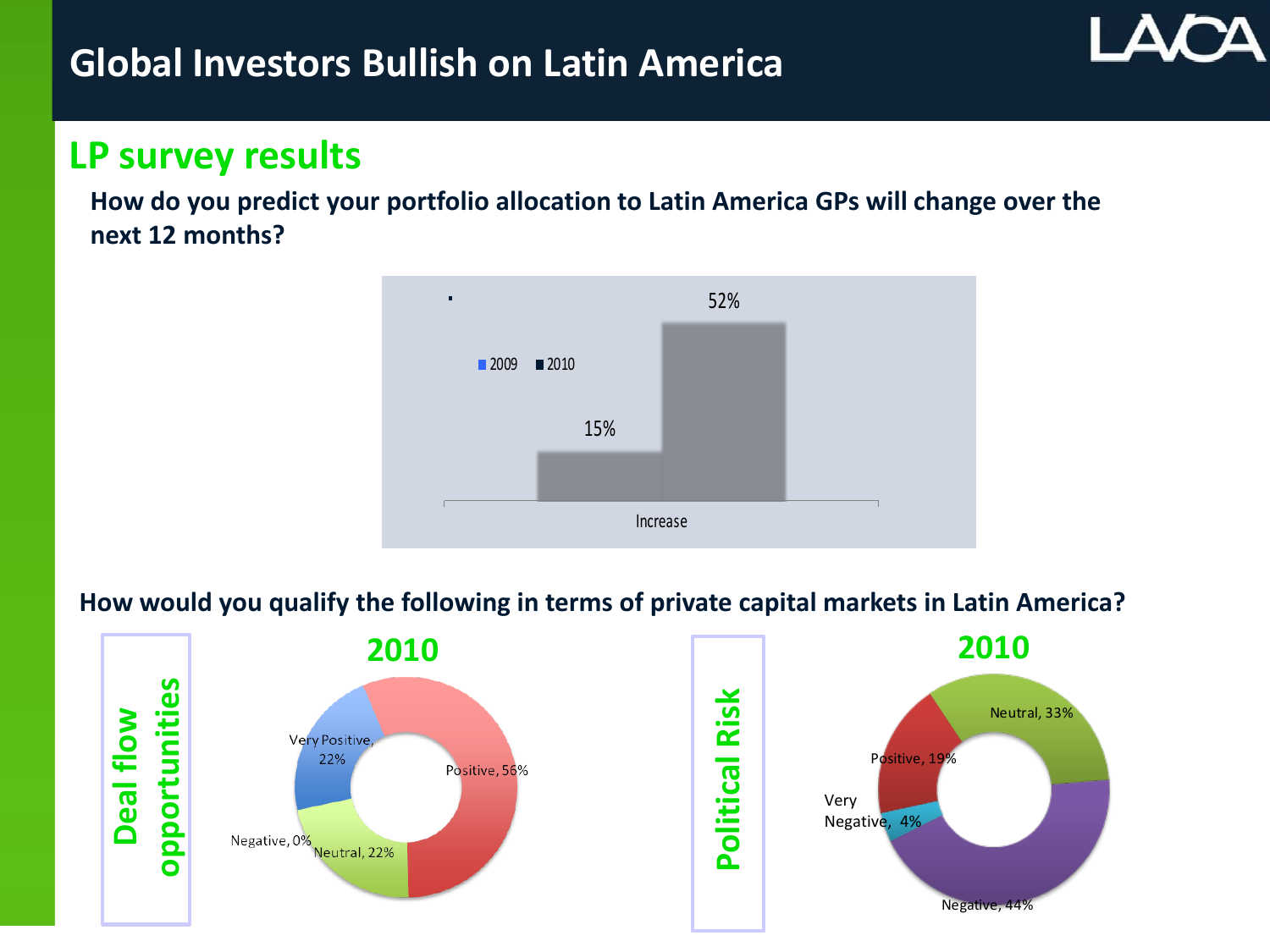# Global Investors Bullish on Latin America

## LP survey results

**How do you predict your portfolio allocation to Latin America GPs will change over the next 12 months?**

| | 2009 | 2010 |
|---|---|---|
| Increase | 15% | 52% |

**How would you qualify the following in terms of private capital markets in Latin America?**

**Deal flow opportunities — 2010**

| Response | Share |
|---|---|
| Very Positive | 22% |
| Positive | 56% |
| Neutral | 22% |
| Negative | 0% |

**Political Risk — 2010**

| Response | Share |
|---|---|
| Positive | 19% |
| Neutral | 33% |
| Negative | 44% |
| Very Negative | 4% |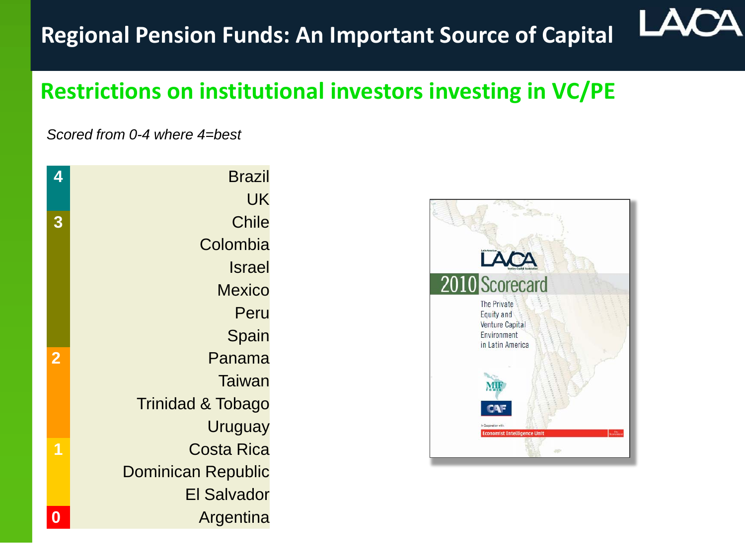# Regional Pension Funds: An Important Source of Capital

## Restrictions on institutional investors investing in VC/PE

*Scored from 0-4 where 4=best*

| Score | Country |
| --- | --- |
| 4 | Brazil |
| | UK |
| 3 | Chile |
| | Colombia |
| | Israel |
| | Mexico |
| | Peru |
| | Spain |
| 2 | Panama |
| | Taiwan |
| | Trinidad & Tobago |
| | Uruguay |
| 1 | Costa Rica |
| | Dominican Republic |
| | El Salvador |
| 0 | Argentina |

LAVCA 2010 Scorecard

The Private Equity and Venture Capital Environment in Latin America

In Cooperation with: Economist Intelligence Unit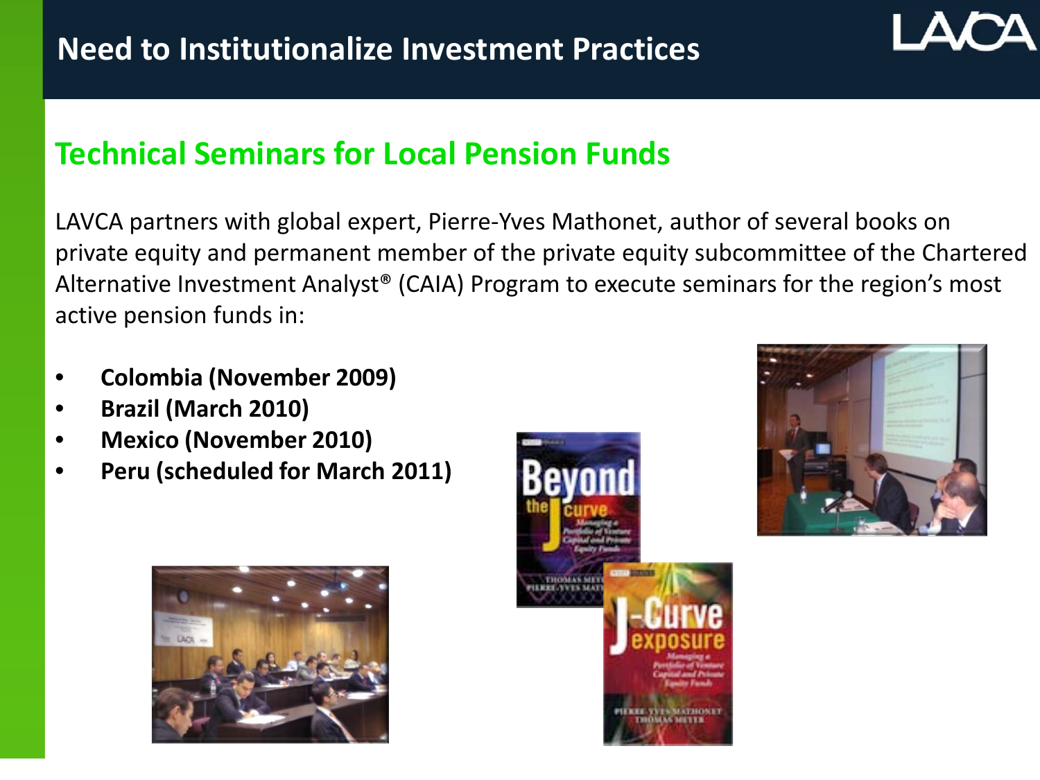# Need to Institutionalize Investment Practices

## Technical Seminars for Local Pension Funds

LAVCA partners with global expert, Pierre-Yves Mathonet, author of several books on private equity and permanent member of the private equity subcommittee of the Chartered Alternative Investment Analyst® (CAIA) Program to execute seminars for the region's most active pension funds in:

- **Colombia (November 2009)**
- **Brazil (March 2010)**
- **Mexico (November 2010)**
- **Peru (scheduled for March 2011)**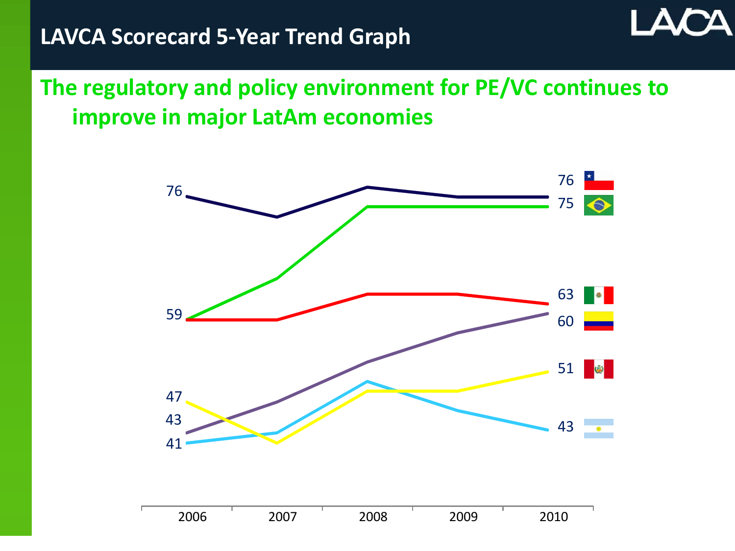# LAVCA Scorecard 5-Year Trend Graph

## The regulatory and policy environment for PE/VC continues to improve in major LatAm economies

76

59

47

43

41

76

75

63

60

51

43

2006 2007 2008 2009 2010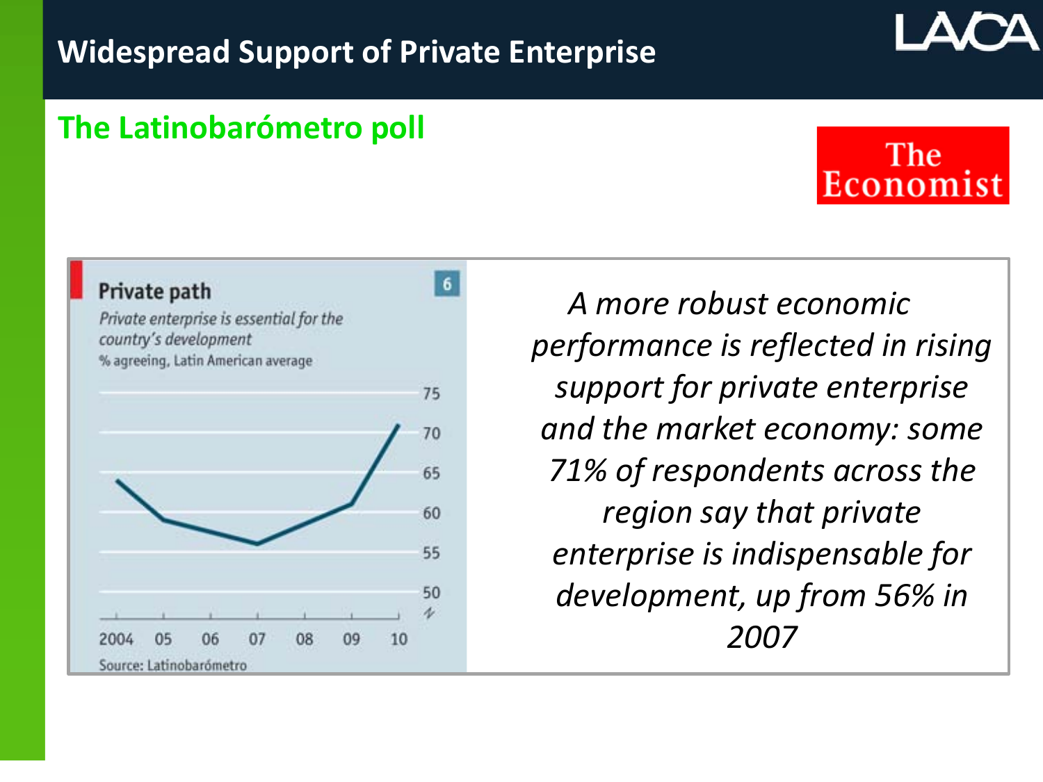# Widespread Support of Private Enterprise

## The Latinobarómetro poll

The Economist

**Private path**

*Private enterprise is essential for the country's development*

% agreeing, Latin American average

Source: Latinobarómetro

*A more robust economic performance is reflected in rising support for private enterprise and the market economy: some 71% of respondents across the region say that private enterprise is indispensable for development, up from 56% in 2007*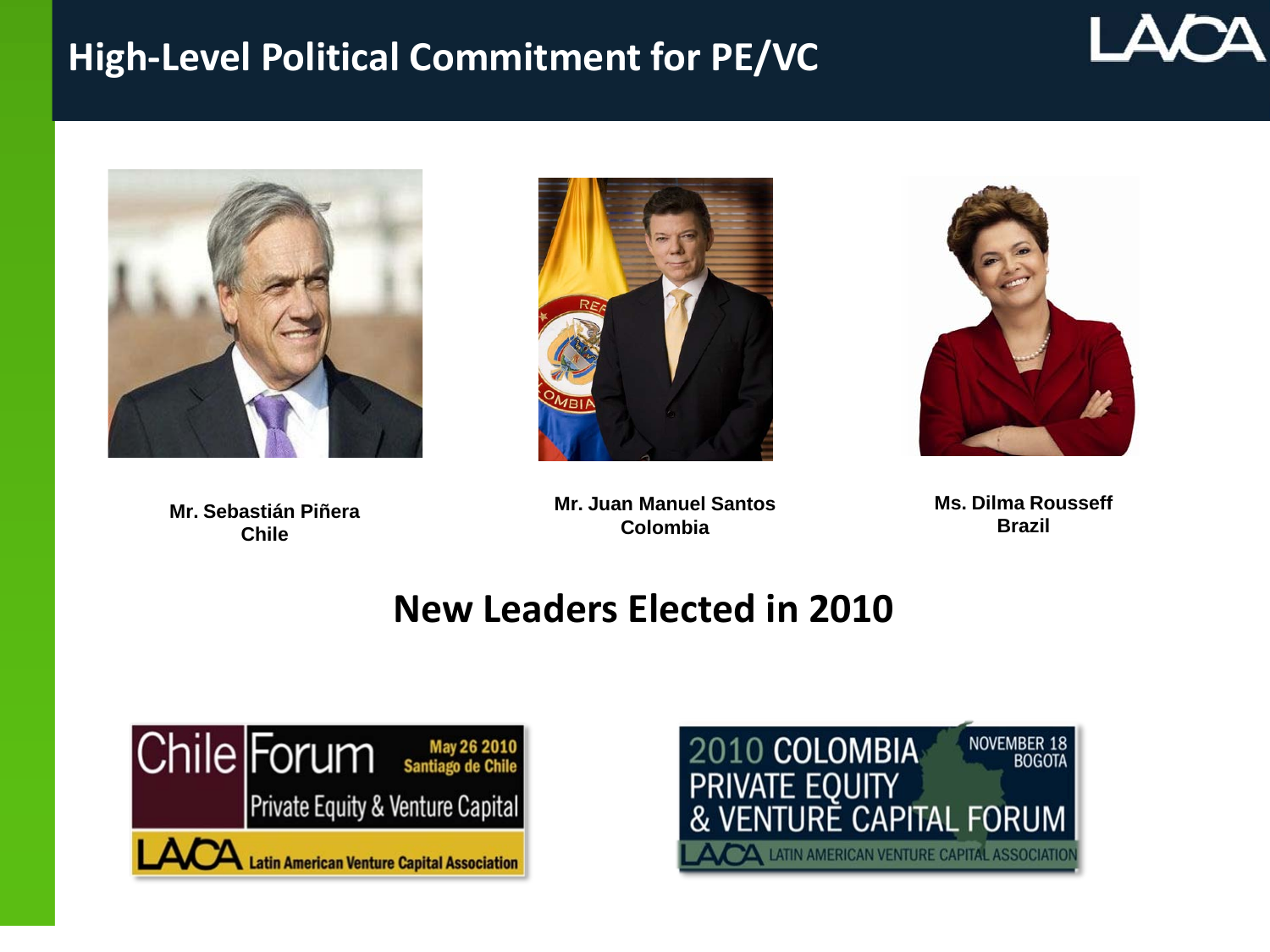# High-Level Political Commitment for PE/VC

**Mr. Sebastián Piñera**
**Chile**

**Mr. Juan Manuel Santos**
**Colombia**

**Ms. Dilma Rousseff**
**Brazil**

## New Leaders Elected in 2010